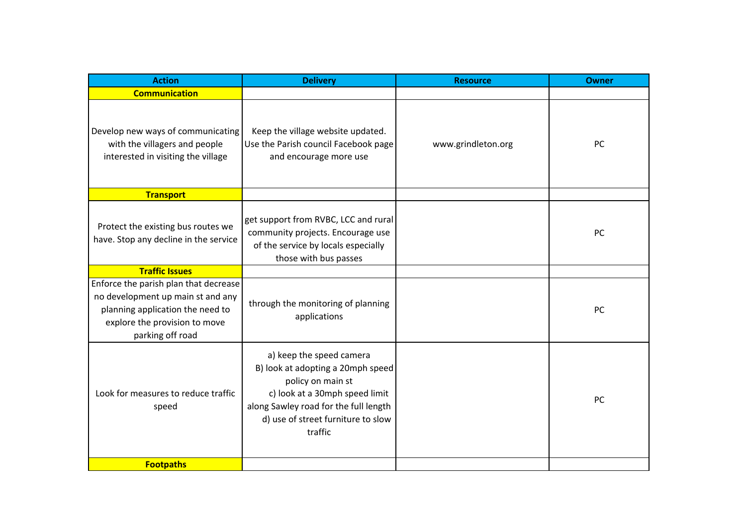| Action | Delivery | Resource | Owner |
|---|---|---|---|
| **Communication** | | | |
| Develop new ways of communicating with the villagers and people interested in visiting the village | Keep the village website updated. Use the Parish council Facebook page and encourage more use | www.grindleton.org | PC |
| **Transport** | | | |
| Protect the existing bus routes we have. Stop any decline in the service | get support from RVBC, LCC and rural community projects. Encourage use of the service by locals especially those with bus passes | | PC |
| **Traffic Issues** | | | |
| Enforce the parish plan that decrease no development up main st and any planning application the need to explore the provision to move parking off road | through the monitoring of planning applications | | PC |
| Look for measures to reduce traffic speed | a) keep the speed camera B) look at adopting a 20mph speed policy on main st c) look at a 30mph speed limit along Sawley road for the full length d) use of street furniture to slow traffic | | PC |
| **Footpaths** | | | |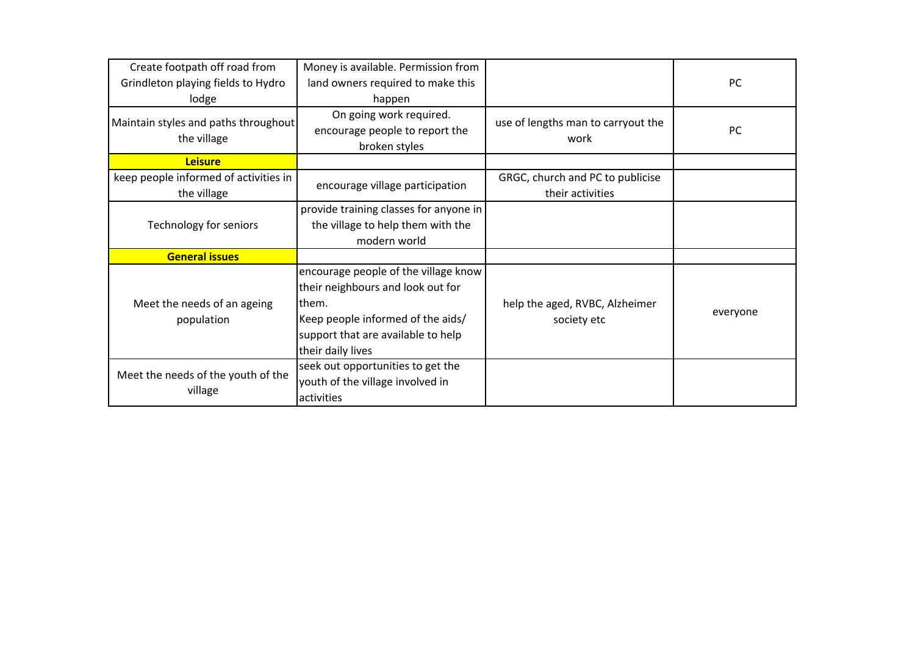| | | | |
|---|---|---|---|
| Create footpath off road from Grindleton playing fields to Hydro lodge | Money is available. Permission from land owners required to make this happen | | PC |
| Maintain styles and paths throughout the village | On going work required. encourage people to report the broken styles | use of lengths man to carryout the work | PC |
| **Leisure** | | | |
| keep people informed of activities in the village | encourage village participation | GRGC, church and PC to publicise their activities | |
| Technology for seniors | provide training classes for anyone in the village to help them with the modern world | | |
| **General issues** | | | |
| Meet the needs of an ageing population | encourage people of the village know their neighbours and look out for them.<br>Keep people informed of the aids/ support that are available to help their daily lives | help the aged, RVBC, Alzheimer society etc | everyone |
| Meet the needs of the youth of the village | seek out opportunities to get the youth of the village involved in activities | | |